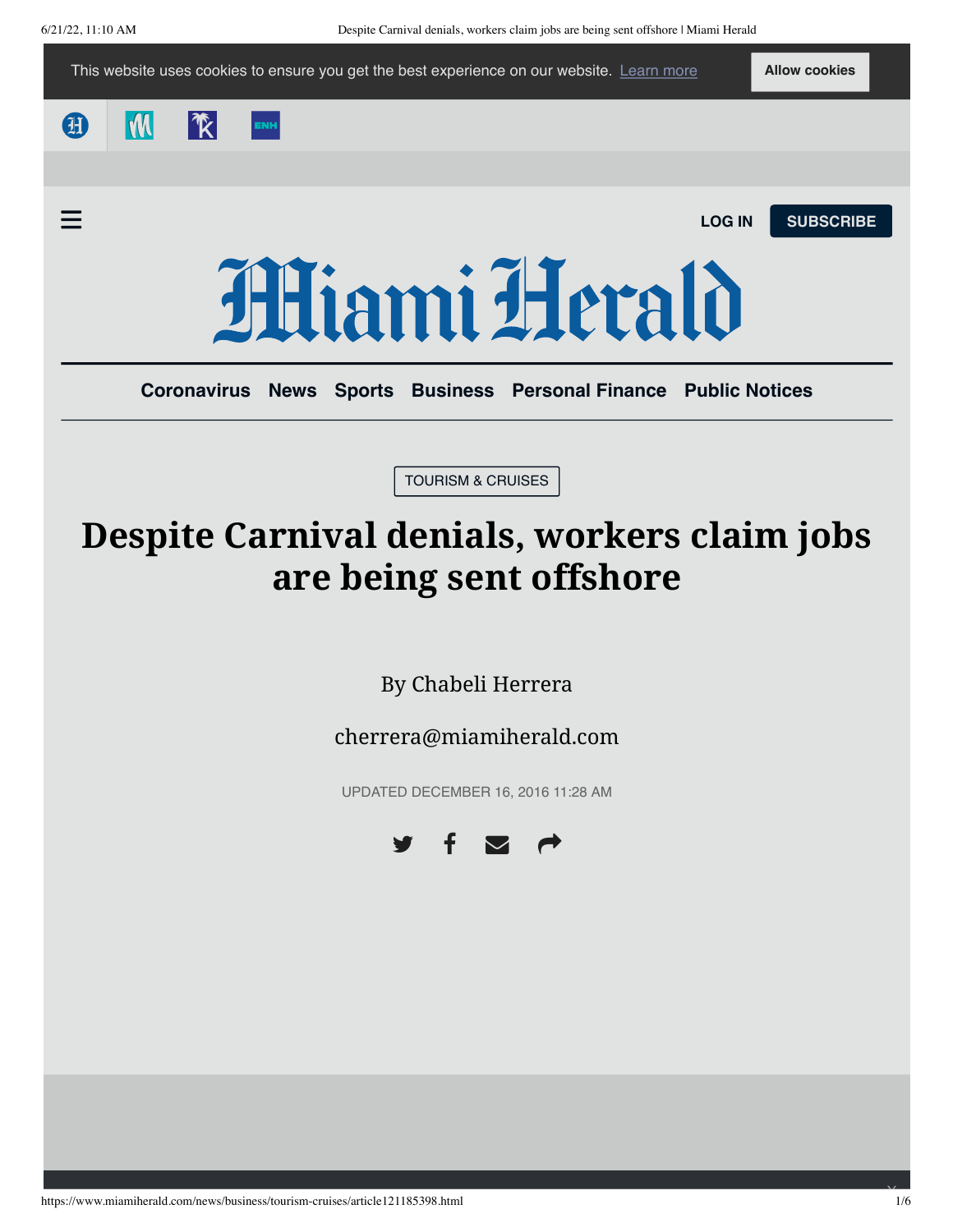TOURISM & CRUISES

# Despite Carnival denials, workers claim jobs are being sent offshore

By Chabeli Herrera

cherrera@miamiherald.com

UPDATED DECEMBER 16, 2016 11:28 AM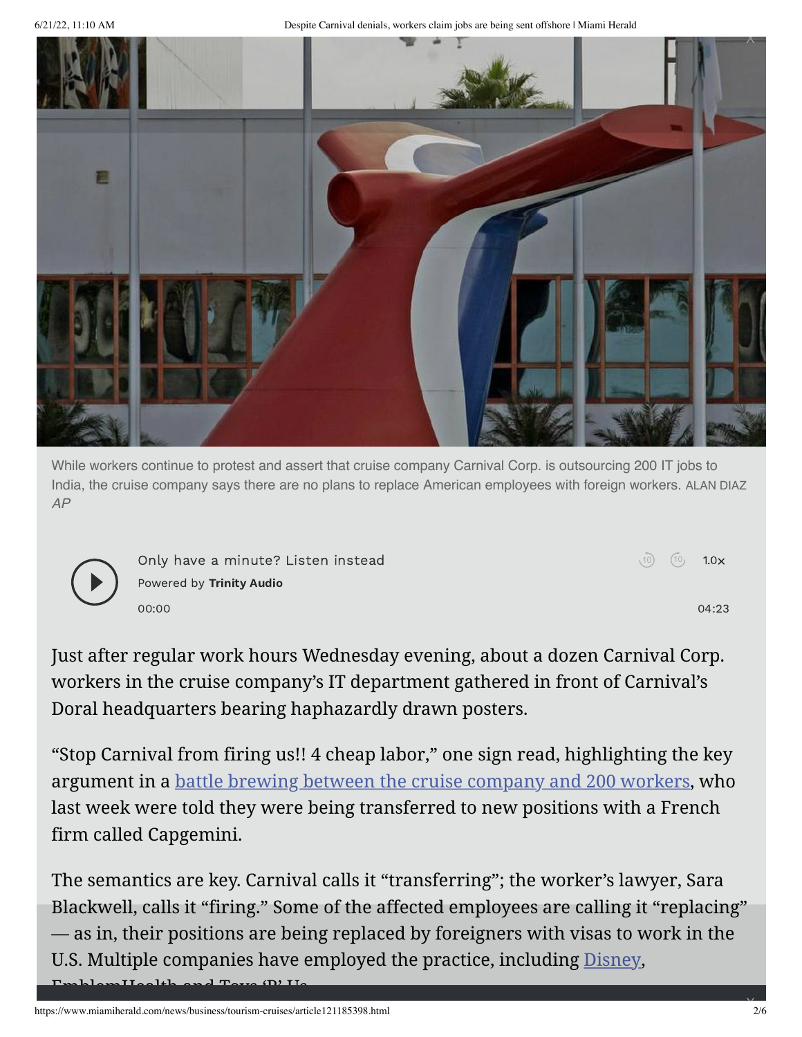While workers continue to protest and assert that cruise company Carnival Corp. is outsourcing 200 IT jobs to India, the cruise company says there are no plans to replace American employees with foreign workers. ALAN DIAZ *AP*

Only have a minute? Listen instead
Powered by **Trinity Audio**
00:00 04:23

Just after regular work hours Wednesday evening, about a dozen Carnival Corp. workers in the cruise company's IT department gathered in front of Carnival's Doral headquarters bearing haphazardly drawn posters.

"Stop Carnival from firing us!! 4 cheap labor," one sign read, highlighting the key argument in a battle brewing between the cruise company and 200 workers, who last week were told they were being transferred to new positions with a French firm called Capgemini.

The semantics are key. Carnival calls it "transferring"; the worker's lawyer, Sara Blackwell, calls it "firing." Some of the affected employees are calling it "replacing" — as in, their positions are being replaced by foreigners with visas to work in the U.S. Multiple companies have employed the practice, including Disney, EmblemHealth and Toys 'R' Us.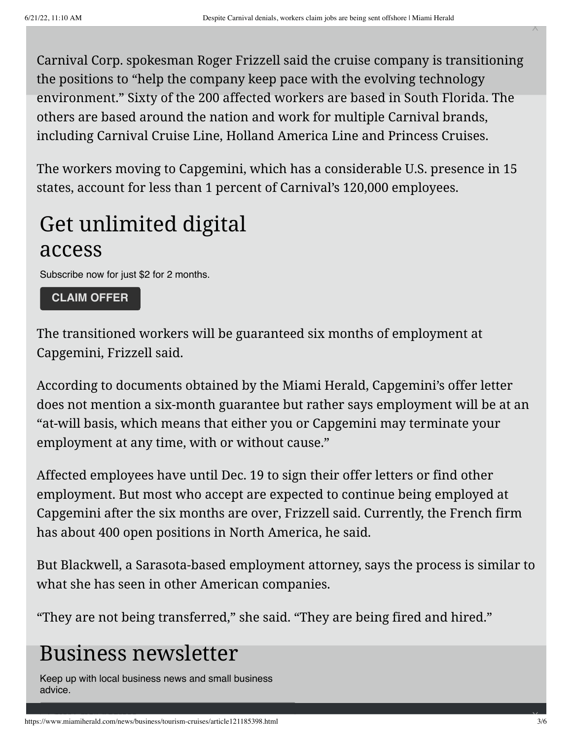Carnival Corp. spokesman Roger Frizzell said the cruise company is transitioning the positions to “help the company keep pace with the evolving technology environment.” Sixty of the 200 affected workers are based in South Florida. The others are based around the nation and work for multiple Carnival brands, including Carnival Cruise Line, Holland America Line and Princess Cruises.

The workers moving to Capgemini, which has a considerable U.S. presence in 15 states, account for less than 1 percent of Carnival’s 120,000 employees.

The transitioned workers will be guaranteed six months of employment at Capgemini, Frizzell said.

According to documents obtained by the Miami Herald, Capgemini’s offer letter does not mention a six-month guarantee but rather says employment will be at an “at-will basis, which means that either you or Capgemini may terminate your employment at any time, with or without cause.”

Affected employees have until Dec. 19 to sign their offer letters or find other employment. But most who accept are expected to continue being employed at Capgemini after the six months are over, Frizzell said. Currently, the French firm has about 400 open positions in North America, he said.

But Blackwell, a Sarasota-based employment attorney, says the process is similar to what she has seen in other American companies.

“They are not being transferred,” she said. “They are being fired and hired.”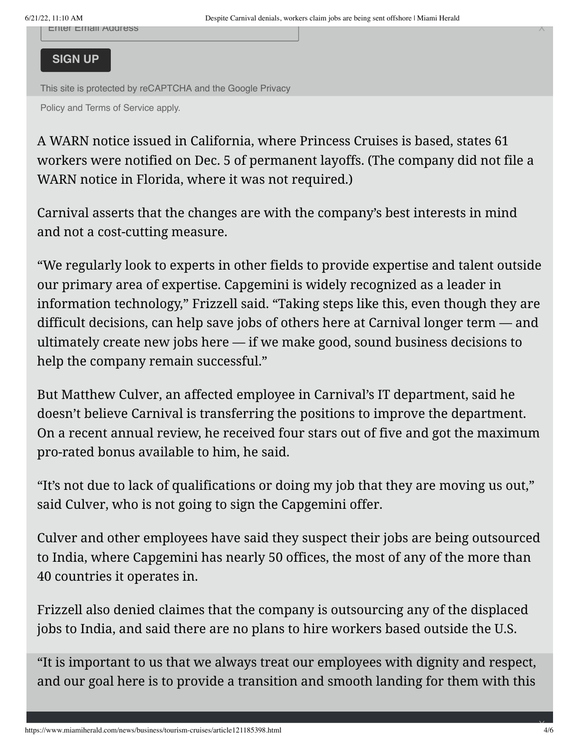A WARN notice issued in California, where Princess Cruises is based, states 61 workers were notified on Dec. 5 of permanent layoffs. (The company did not file a WARN notice in Florida, where it was not required.)

Carnival asserts that the changes are with the company's best interests in mind and not a cost-cutting measure.

"We regularly look to experts in other fields to provide expertise and talent outside our primary area of expertise. Capgemini is widely recognized as a leader in information technology," Frizzell said. "Taking steps like this, even though they are difficult decisions, can help save jobs of others here at Carnival longer term — and ultimately create new jobs here — if we make good, sound business decisions to help the company remain successful."

But Matthew Culver, an affected employee in Carnival's IT department, said he doesn't believe Carnival is transferring the positions to improve the department. On a recent annual review, he received four stars out of five and got the maximum pro-rated bonus available to him, he said.

"It's not due to lack of qualifications or doing my job that they are moving us out," said Culver, who is not going to sign the Capgemini offer.

Culver and other employees have said they suspect their jobs are being outsourced to India, where Capgemini has nearly 50 offices, the most of any of the more than 40 countries it operates in.

Frizzell also denied claimes that the company is outsourcing any of the displaced jobs to India, and said there are no plans to hire workers based outside the U.S.

"It is important to us that we always treat our employees with dignity and respect, and our goal here is to provide a transition and smooth landing for them with this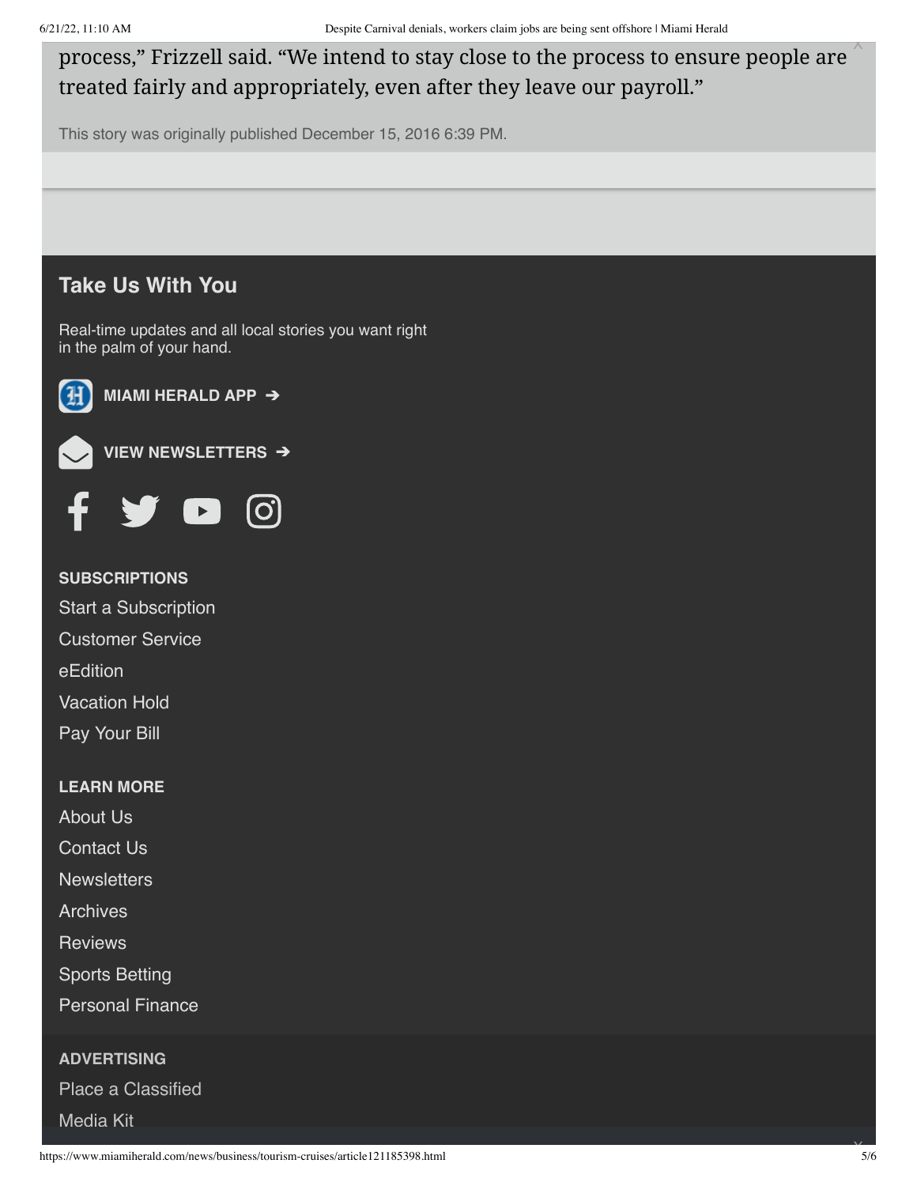process," Frizzell said. "We intend to stay close to the process to ensure people are treated fairly and appropriately, even after they leave our payroll."

This story was originally published December 15, 2016 6:39 PM.

## Take Us With You

Real-time updates and all local stories you want right in the palm of your hand.

**MIAMI HERALD APP ➔**

**VIEW NEWSLETTERS ➔**

**SUBSCRIPTIONS**

Start a Subscription

Customer Service

eEdition

Vacation Hold

Pay Your Bill

**LEARN MORE**

About Us

Contact Us

Newsletters

Archives

Reviews

Sports Betting

Personal Finance

**ADVERTISING**

Place a Classified

Media Kit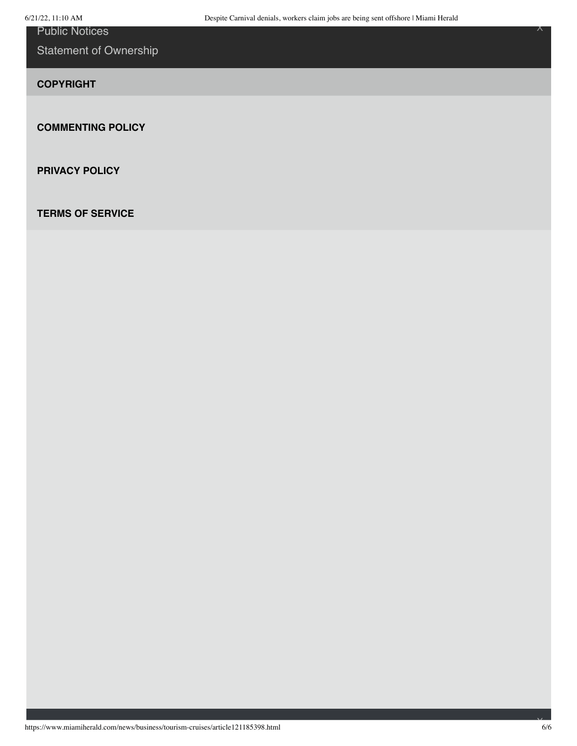Public Notices

Statement of Ownership

**COPYRIGHT**

**COMMENTING POLICY**

**PRIVACY POLICY**

**TERMS OF SERVICE**